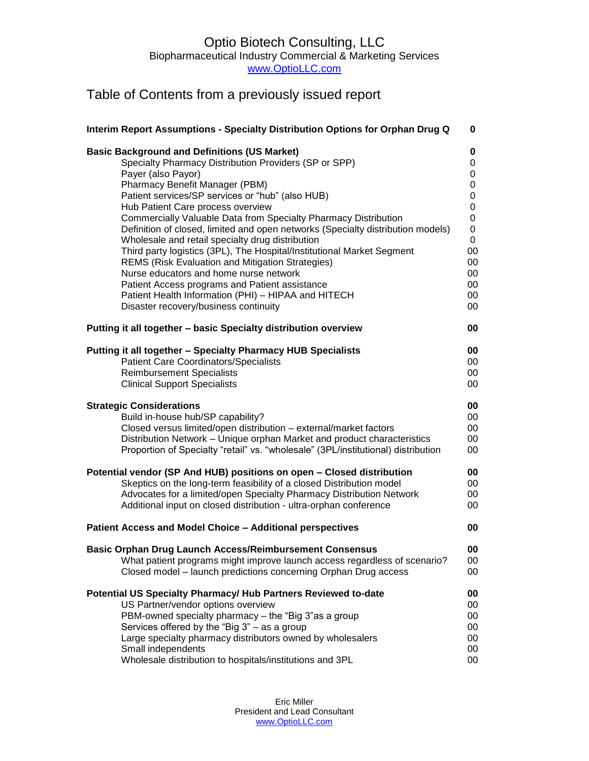# Optio Biotech Consulting, LLC

Biopharmaceutical Industry Commercial & Marketing Services

www.OptioLLC.com

## Table of Contents from a previously issued report

| | |
|---|---|
| **Interim Report Assumptions - Specialty Distribution Options for Orphan Drug Q** | **0** |
| | |
| **Basic Background and Definitions (US Market)** | **0** |
| Specialty Pharmacy Distribution Providers (SP or SPP) | 0 |
| Payer (also Payor) | 0 |
| Pharmacy Benefit Manager (PBM) | 0 |
| Patient services/SP services or "hub" (also HUB) | 0 |
| Hub Patient Care process overview | 0 |
| Commercially Valuable Data from Specialty Pharmacy Distribution | 0 |
| Definition of closed, limited and open networks (Specialty distribution models) | 0 |
| Wholesale and retail specialty drug distribution | 0 |
| Third party logistics (3PL), The Hospital/Institutional Market Segment | 00 |
| REMS (Risk Evaluation and Mitigation Strategies) | 00 |
| Nurse educators and home nurse network | 00 |
| Patient Access programs and Patient assistance | 00 |
| Patient Health Information (PHI) – HIPAA and HITECH | 00 |
| Disaster recovery/business continuity | 00 |
| | |
| **Putting it all together – basic Specialty distribution overview** | **00** |
| | |
| **Putting it all together – Specialty Pharmacy HUB Specialists** | **00** |
| Patient Care Coordinators/Specialists | 00 |
| Reimbursement Specialists | 00 |
| Clinical Support Specialists | 00 |
| | |
| **Strategic Considerations** | **00** |
| Build in-house hub/SP capability? | 00 |
| Closed versus limited/open distribution – external/market factors | 00 |
| Distribution Network – Unique orphan Market and product characteristics | 00 |
| Proportion of Specialty "retail" vs. "wholesale" (3PL/institutional) distribution | 00 |
| | |
| **Potential vendor (SP And HUB) positions on open – Closed distribution** | **00** |
| Skeptics on the long-term feasibility of a closed Distribution model | 00 |
| Advocates for a limited/open Specialty Pharmacy Distribution Network | 00 |
| Additional input on closed distribution - ultra-orphan conference | 00 |
| | |
| **Patient Access and Model Choice – Additional perspectives** | **00** |
| | |
| **Basic Orphan Drug Launch Access/Reimbursement Consensus** | **00** |
| What patient programs might improve launch access regardless of scenario? | 00 |
| Closed model – launch predictions concerning Orphan Drug access | 00 |
| | |
| **Potential US Specialty Pharmacy/ Hub Partners Reviewed to-date** | **00** |
| US Partner/vendor options overview | 00 |
| PBM-owned specialty pharmacy – the "Big 3"as a group | 00 |
| Services offered by the "Big 3" – as a group | 00 |
| Large specialty pharmacy distributors owned by wholesalers | 00 |
| Small independents | 00 |
| Wholesale distribution to hospitals/institutions and 3PL | 00 |

Eric Miller
President and Lead Consultant
www.OptioLLC.com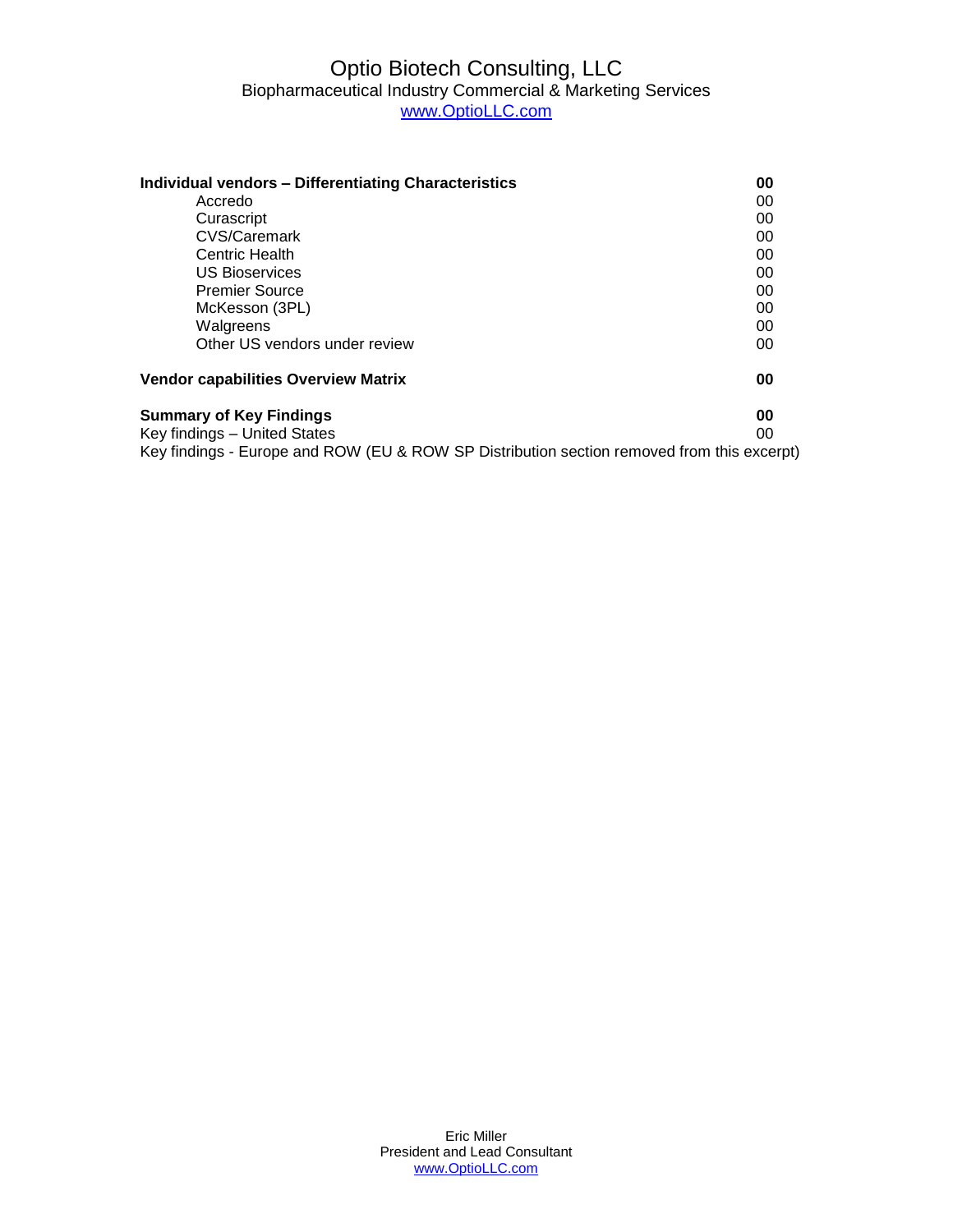Optio Biotech Consulting, LLC
Biopharmaceutical Industry Commercial & Marketing Services
www.OptioLLC.com

| | |
|---|---|
| **Individual vendors – Differentiating Characteristics** | **00** |
| Accredo | 00 |
| Curascript | 00 |
| CVS/Caremark | 00 |
| Centric Health | 00 |
| US Bioservices | 00 |
| Premier Source | 00 |
| McKesson (3PL) | 00 |
| Walgreens | 00 |
| Other US vendors under review | 00 |
| **Vendor capabilities Overview Matrix** | **00** |
| **Summary of Key Findings** | **00** |
| Key findings – United States | 00 |
| Key findings - Europe and ROW (EU & ROW SP Distribution section removed from this excerpt) | |

Eric Miller
President and Lead Consultant
www.OptioLLC.com